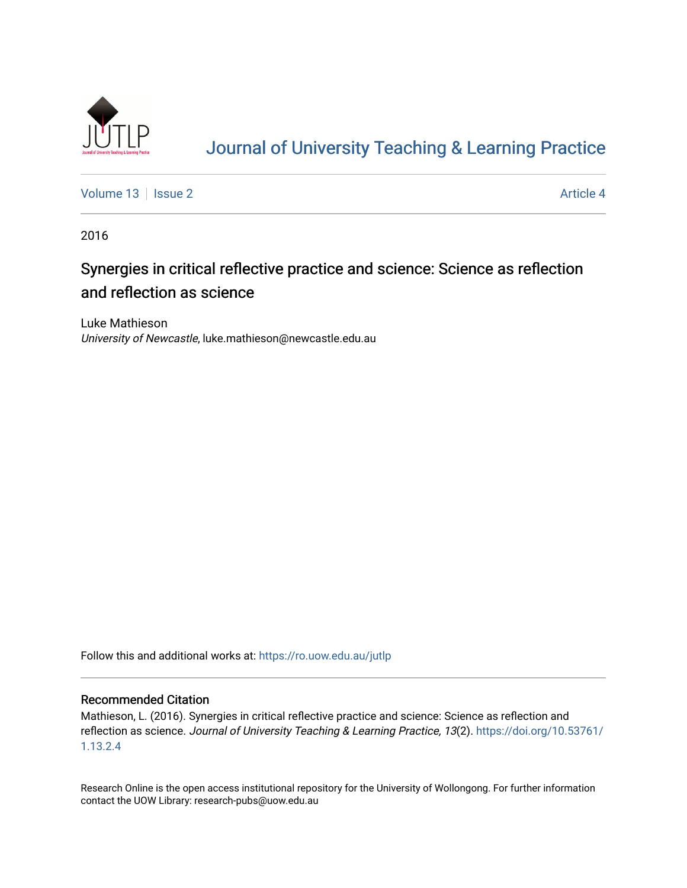# Journal of University Teaching & Learning Practice

Volume 13 | Issue 2 | Article 4

2016

## Synergies in critical reflective practice and science: Science as reflection and reflection as science

Luke Mathieson
*University of Newcastle*, luke.mathieson@newcastle.edu.au

Follow this and additional works at: https://ro.uow.edu.au/jutlp

### Recommended Citation

Mathieson, L. (2016). Synergies in critical reflective practice and science: Science as reflection and reflection as science. *Journal of University Teaching & Learning Practice, 13*(2). https://doi.org/10.53761/1.13.2.4

Research Online is the open access institutional repository for the University of Wollongong. For further information contact the UOW Library: research-pubs@uow.edu.au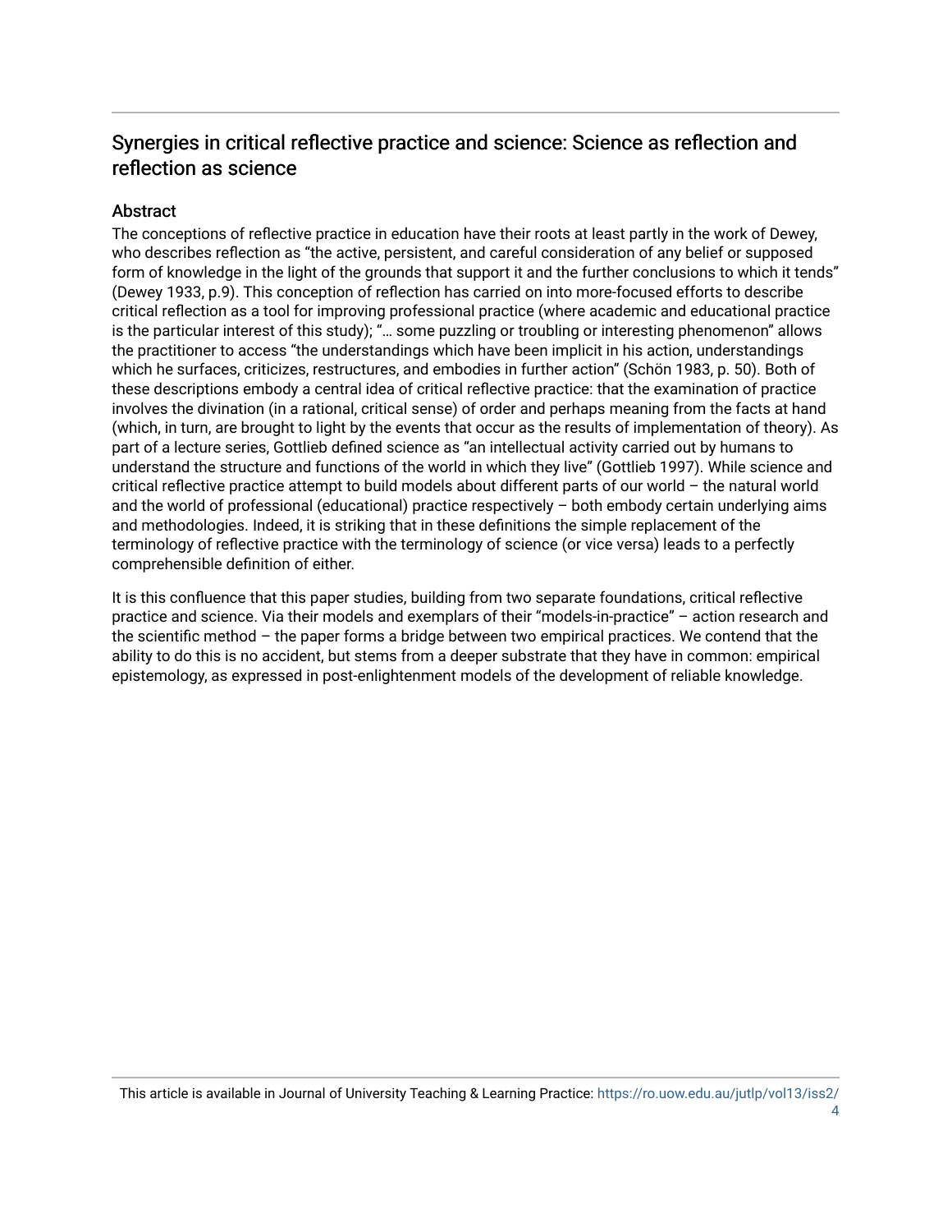## Synergies in critical reflective practice and science: Science as reflection and reflection as science

### Abstract

The conceptions of reflective practice in education have their roots at least partly in the work of Dewey, who describes reflection as "the active, persistent, and careful consideration of any belief or supposed form of knowledge in the light of the grounds that support it and the further conclusions to which it tends" (Dewey 1933, p.9). This conception of reflection has carried on into more-focused efforts to describe critical reflection as a tool for improving professional practice (where academic and educational practice is the particular interest of this study); "… some puzzling or troubling or interesting phenomenon" allows the practitioner to access "the understandings which have been implicit in his action, understandings which he surfaces, criticizes, restructures, and embodies in further action" (Schön 1983, p. 50). Both of these descriptions embody a central idea of critical reflective practice: that the examination of practice involves the divination (in a rational, critical sense) of order and perhaps meaning from the facts at hand (which, in turn, are brought to light by the events that occur as the results of implementation of theory). As part of a lecture series, Gottlieb defined science as "an intellectual activity carried out by humans to understand the structure and functions of the world in which they live" (Gottlieb 1997). While science and critical reflective practice attempt to build models about different parts of our world – the natural world and the world of professional (educational) practice respectively – both embody certain underlying aims and methodologies. Indeed, it is striking that in these definitions the simple replacement of the terminology of reflective practice with the terminology of science (or vice versa) leads to a perfectly comprehensible definition of either.

It is this confluence that this paper studies, building from two separate foundations, critical reflective practice and science. Via their models and exemplars of their "models-in-practice" – action research and the scientific method – the paper forms a bridge between two empirical practices. We contend that the ability to do this is no accident, but stems from a deeper substrate that they have in common: empirical epistemology, as expressed in post-enlightenment models of the development of reliable knowledge.

This article is available in Journal of University Teaching & Learning Practice: https://ro.uow.edu.au/jutlp/vol13/iss2/4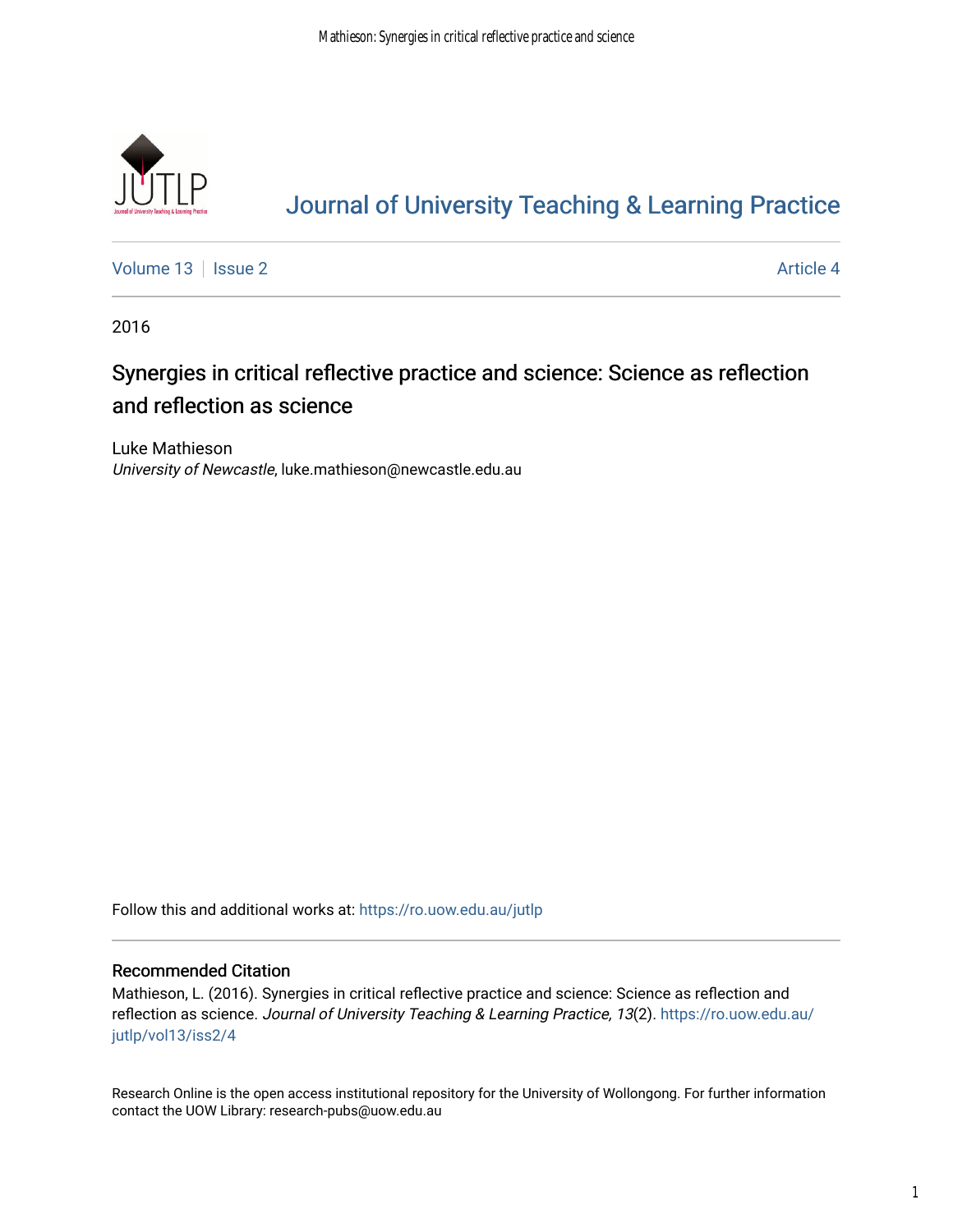# Journal of University Teaching & Learning Practice

Volume 13 | Issue 2 | Article 4

2016

## Synergies in critical reflective practice and science: Science as reflection and reflection as science

Luke Mathieson
*University of Newcastle*, luke.mathieson@newcastle.edu.au

Follow this and additional works at: https://ro.uow.edu.au/jutlp

### Recommended Citation

Mathieson, L. (2016). Synergies in critical reflective practice and science: Science as reflection and reflection as science. *Journal of University Teaching & Learning Practice, 13*(2). https://ro.uow.edu.au/jutlp/vol13/iss2/4

Research Online is the open access institutional repository for the University of Wollongong. For further information contact the UOW Library: research-pubs@uow.edu.au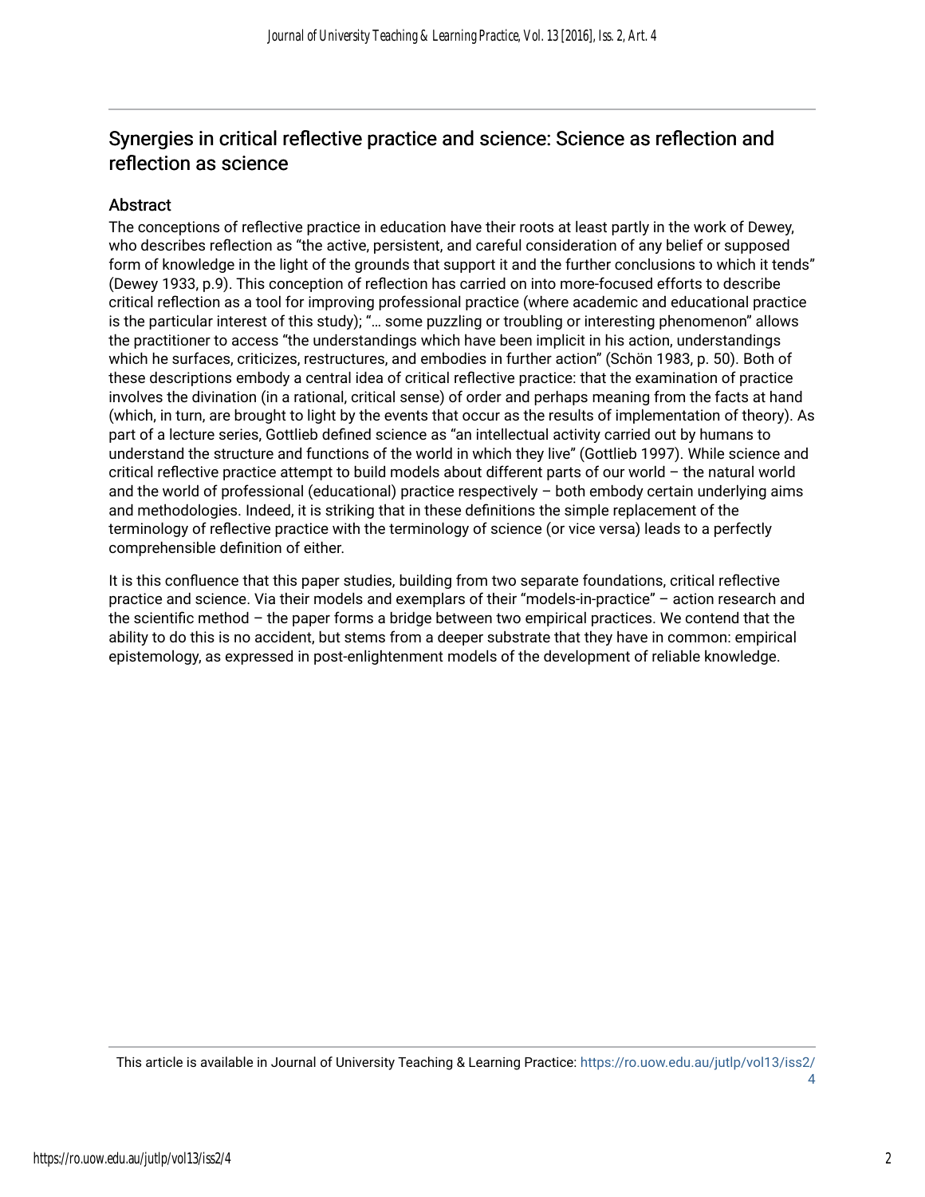## Synergies in critical reflective practice and science: Science as reflection and reflection as science

### Abstract

The conceptions of reflective practice in education have their roots at least partly in the work of Dewey, who describes reflection as "the active, persistent, and careful consideration of any belief or supposed form of knowledge in the light of the grounds that support it and the further conclusions to which it tends" (Dewey 1933, p.9). This conception of reflection has carried on into more-focused efforts to describe critical reflection as a tool for improving professional practice (where academic and educational practice is the particular interest of this study); "… some puzzling or troubling or interesting phenomenon" allows the practitioner to access "the understandings which have been implicit in his action, understandings which he surfaces, criticizes, restructures, and embodies in further action" (Schön 1983, p. 50). Both of these descriptions embody a central idea of critical reflective practice: that the examination of practice involves the divination (in a rational, critical sense) of order and perhaps meaning from the facts at hand (which, in turn, are brought to light by the events that occur as the results of implementation of theory). As part of a lecture series, Gottlieb defined science as "an intellectual activity carried out by humans to understand the structure and functions of the world in which they live" (Gottlieb 1997). While science and critical reflective practice attempt to build models about different parts of our world – the natural world and the world of professional (educational) practice respectively – both embody certain underlying aims and methodologies. Indeed, it is striking that in these definitions the simple replacement of the terminology of reflective practice with the terminology of science (or vice versa) leads to a perfectly comprehensible definition of either.

It is this confluence that this paper studies, building from two separate foundations, critical reflective practice and science. Via their models and exemplars of their "models-in-practice" – action research and the scientific method – the paper forms a bridge between two empirical practices. We contend that the ability to do this is no accident, but stems from a deeper substrate that they have in common: empirical epistemology, as expressed in post-enlightenment models of the development of reliable knowledge.

This article is available in Journal of University Teaching & Learning Practice: https://ro.uow.edu.au/jutlp/vol13/iss2/4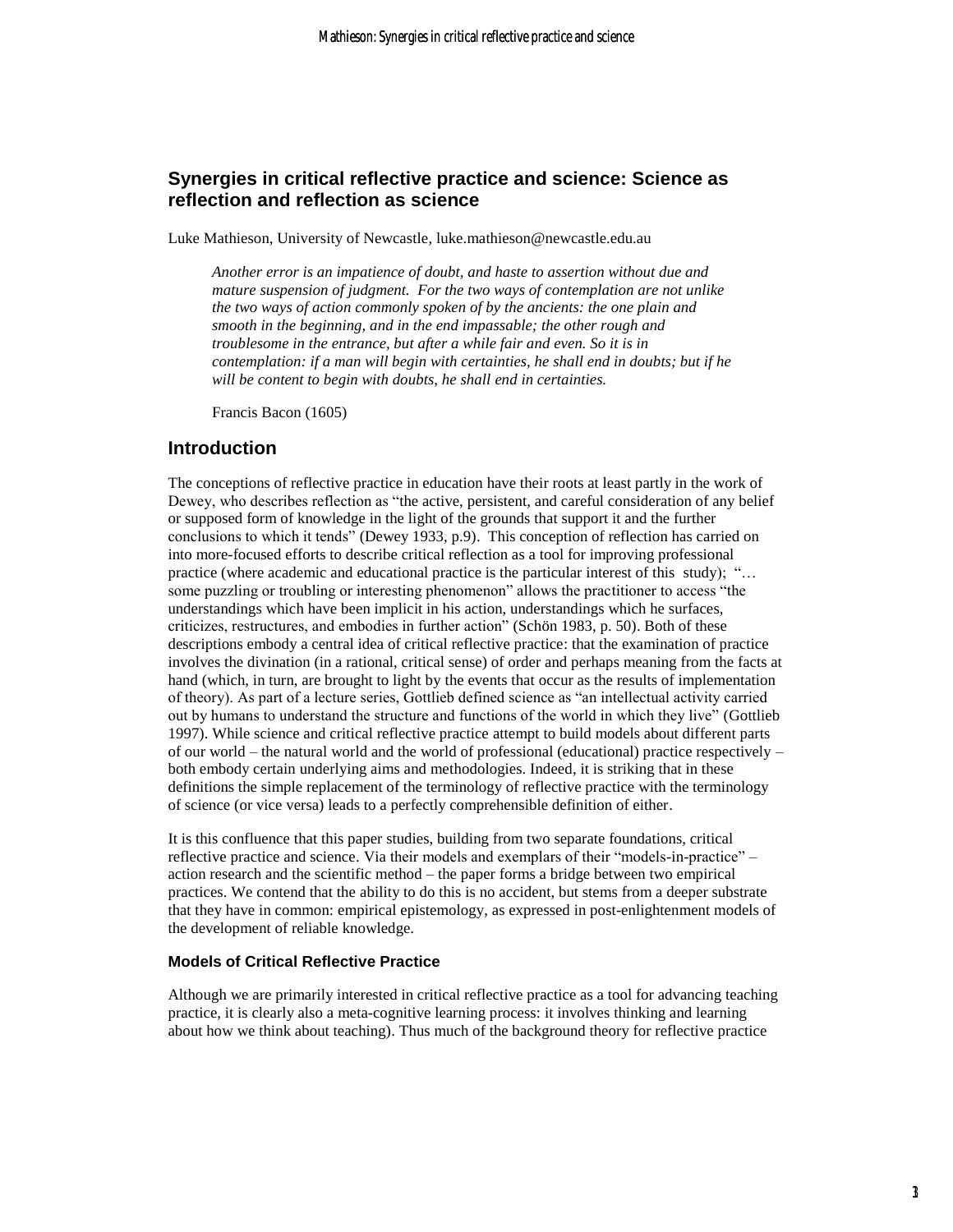## Synergies in critical reflective practice and science: Science as reflection and reflection as science

Luke Mathieson, University of Newcastle, luke.mathieson@newcastle.edu.au

> *Another error is an impatience of doubt, and haste to assertion without due and mature suspension of judgment. For the two ways of contemplation are not unlike the two ways of action commonly spoken of by the ancients: the one plain and smooth in the beginning, and in the end impassable; the other rough and troublesome in the entrance, but after a while fair and even. So it is in contemplation: if a man will begin with certainties, he shall end in doubts; but if he will be content to begin with doubts, he shall end in certainties.*
>
> Francis Bacon (1605)

## Introduction

The conceptions of reflective practice in education have their roots at least partly in the work of Dewey, who describes reflection as "the active, persistent, and careful consideration of any belief or supposed form of knowledge in the light of the grounds that support it and the further conclusions to which it tends" (Dewey 1933, p.9). This conception of reflection has carried on into more-focused efforts to describe critical reflection as a tool for improving professional practice (where academic and educational practice is the particular interest of this study); "… some puzzling or troubling or interesting phenomenon" allows the practitioner to access "the understandings which have been implicit in his action, understandings which he surfaces, criticizes, restructures, and embodies in further action" (Schön 1983, p. 50). Both of these descriptions embody a central idea of critical reflective practice: that the examination of practice involves the divination (in a rational, critical sense) of order and perhaps meaning from the facts at hand (which, in turn, are brought to light by the events that occur as the results of implementation of theory). As part of a lecture series, Gottlieb defined science as "an intellectual activity carried out by humans to understand the structure and functions of the world in which they live" (Gottlieb 1997). While science and critical reflective practice attempt to build models about different parts of our world – the natural world and the world of professional (educational) practice respectively – both embody certain underlying aims and methodologies. Indeed, it is striking that in these definitions the simple replacement of the terminology of reflective practice with the terminology of science (or vice versa) leads to a perfectly comprehensible definition of either.

It is this confluence that this paper studies, building from two separate foundations, critical reflective practice and science. Via their models and exemplars of their "models-in-practice" – action research and the scientific method – the paper forms a bridge between two empirical practices. We contend that the ability to do this is no accident, but stems from a deeper substrate that they have in common: empirical epistemology, as expressed in post-enlightenment models of the development of reliable knowledge.

### Models of Critical Reflective Practice

Although we are primarily interested in critical reflective practice as a tool for advancing teaching practice, it is clearly also a meta-cognitive learning process: it involves thinking and learning about how we think about teaching). Thus much of the background theory for reflective practice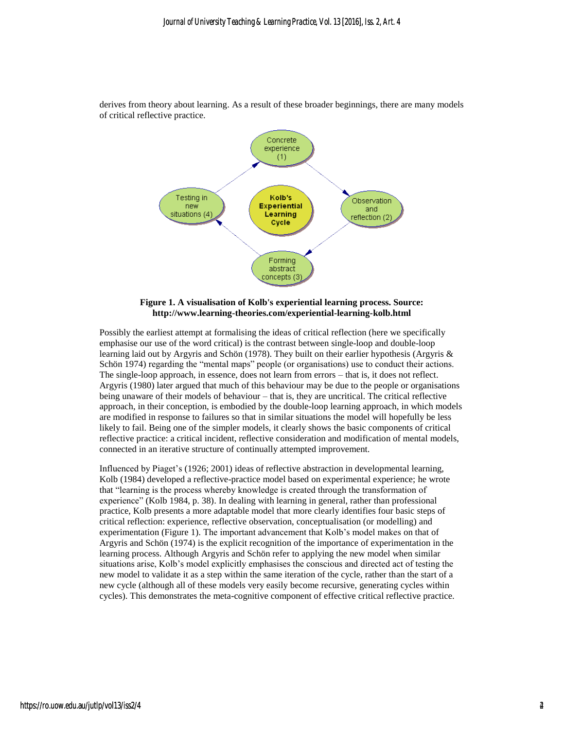derives from theory about learning. As a result of these broader beginnings, there are many models of critical reflective practice.

Concrete experience (1)

Observation and reflection (2)

Forming abstract concepts (3)

Testing in new situations (4)

Kolb's Experiential Learning Cycle

**Figure 1. A visualisation of Kolb's experiential learning process. Source: http://www.learning-theories.com/experiential-learning-kolb.html**

Possibly the earliest attempt at formalising the ideas of critical reflection (here we specifically emphasise our use of the word critical) is the contrast between single-loop and double-loop learning laid out by Argyris and Schön (1978). They built on their earlier hypothesis (Argyris & Schön 1974) regarding the "mental maps" people (or organisations) use to conduct their actions. The single-loop approach, in essence, does not learn from errors – that is, it does not reflect. Argyris (1980) later argued that much of this behaviour may be due to the people or organisations being unaware of their models of behaviour – that is, they are uncritical. The critical reflective approach, in their conception, is embodied by the double-loop learning approach, in which models are modified in response to failures so that in similar situations the model will hopefully be less likely to fail. Being one of the simpler models, it clearly shows the basic components of critical reflective practice: a critical incident, reflective consideration and modification of mental models, connected in an iterative structure of continually attempted improvement.

Influenced by Piaget's (1926; 2001) ideas of reflective abstraction in developmental learning, Kolb (1984) developed a reflective-practice model based on experimental experience; he wrote that "learning is the process whereby knowledge is created through the transformation of experience" (Kolb 1984, p. 38). In dealing with learning in general, rather than professional practice, Kolb presents a more adaptable model that more clearly identifies four basic steps of critical reflection: experience, reflective observation, conceptualisation (or modelling) and experimentation (Figure 1). The important advancement that Kolb's model makes on that of Argyris and Schön (1974) is the explicit recognition of the importance of experimentation in the learning process. Although Argyris and Schön refer to applying the new model when similar situations arise, Kolb's model explicitly emphasises the conscious and directed act of testing the new model to validate it as a step within the same iteration of the cycle, rather than the start of a new cycle (although all of these models very easily become recursive, generating cycles within cycles). This demonstrates the meta-cognitive component of effective critical reflective practice.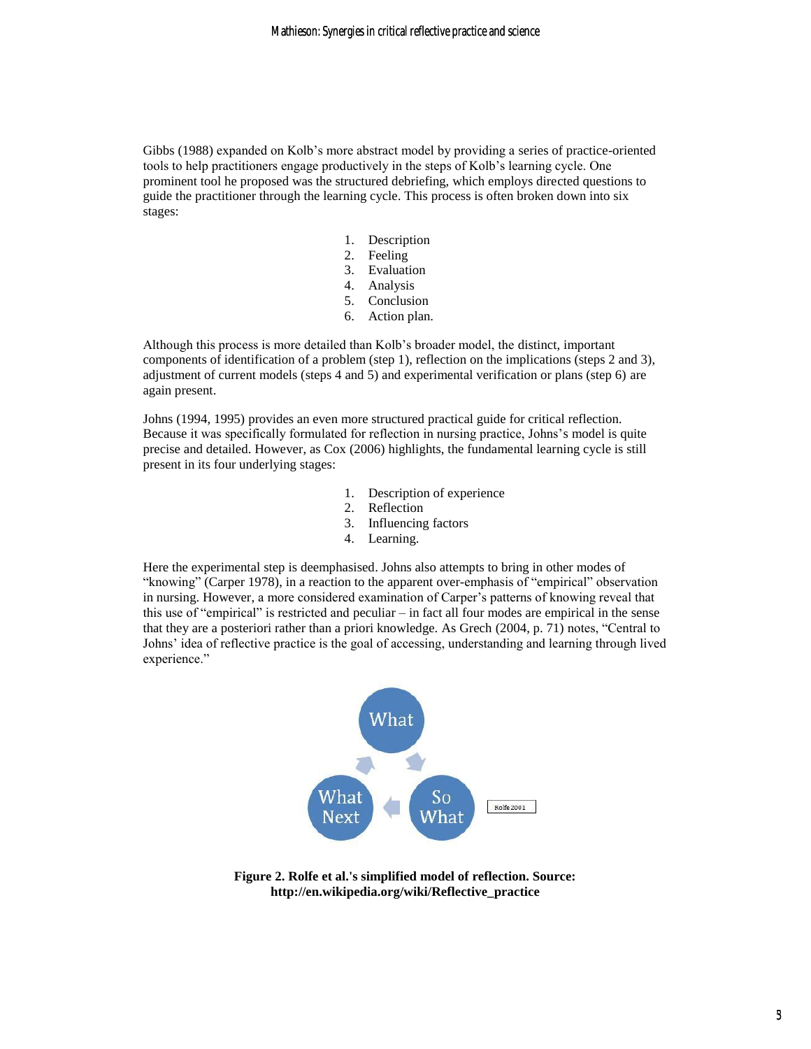Gibbs (1988) expanded on Kolb's more abstract model by providing a series of practice-oriented tools to help practitioners engage productively in the steps of Kolb's learning cycle. One prominent tool he proposed was the structured debriefing, which employs directed questions to guide the practitioner through the learning cycle. This process is often broken down into six stages:

1. Description
2. Feeling
3. Evaluation
4. Analysis
5. Conclusion
6. Action plan.

Although this process is more detailed than Kolb's broader model, the distinct, important components of identification of a problem (step 1), reflection on the implications (steps 2 and 3), adjustment of current models (steps 4 and 5) and experimental verification or plans (step 6) are again present.

Johns (1994, 1995) provides an even more structured practical guide for critical reflection. Because it was specifically formulated for reflection in nursing practice, Johns's model is quite precise and detailed. However, as Cox (2006) highlights, the fundamental learning cycle is still present in its four underlying stages:

1. Description of experience
2. Reflection
3. Influencing factors
4. Learning.

Here the experimental step is deemphasised. Johns also attempts to bring in other modes of "knowing" (Carper 1978), in a reaction to the apparent over-emphasis of "empirical" observation in nursing. However, a more considered examination of Carper's patterns of knowing reveal that this use of "empirical" is restricted and peculiar – in fact all four modes are empirical in the sense that they are a posteriori rather than a priori knowledge. As Grech (2004, p. 71) notes, "Central to Johns' idea of reflective practice is the goal of accessing, understanding and learning through lived experience."

What

So What

What Next

Rolfe 2001

**Figure 2. Rolfe et al.'s simplified model of reflection. Source: http://en.wikipedia.org/wiki/Reflective_practice**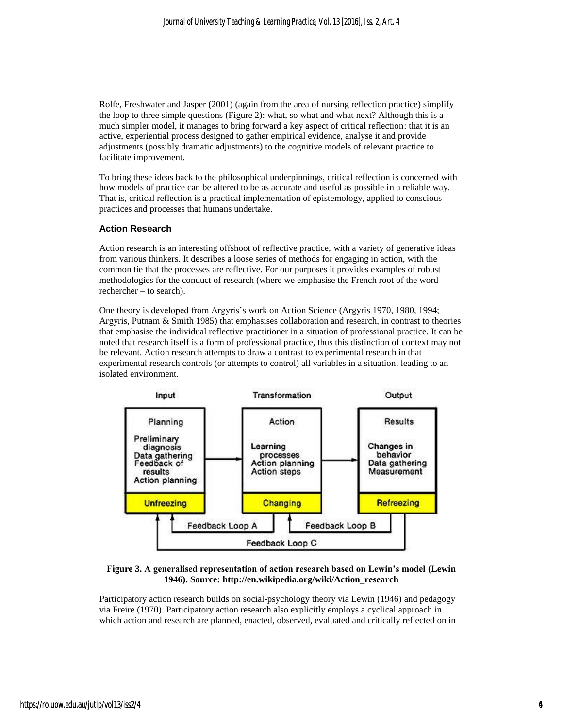Rolfe, Freshwater and Jasper (2001) (again from the area of nursing reflection practice) simplify the loop to three simple questions (Figure 2): what, so what and what next? Although this is a much simpler model, it manages to bring forward a key aspect of critical reflection: that it is an active, experiential process designed to gather empirical evidence, analyse it and provide adjustments (possibly dramatic adjustments) to the cognitive models of relevant practice to facilitate improvement.

To bring these ideas back to the philosophical underpinnings, critical reflection is concerned with how models of practice can be altered to be as accurate and useful as possible in a reliable way. That is, critical reflection is a practical implementation of epistemology, applied to conscious practices and processes that humans undertake.

### Action Research

Action research is an interesting offshoot of reflective practice, with a variety of generative ideas from various thinkers. It describes a loose series of methods for engaging in action, with the common tie that the processes are reflective. For our purposes it provides examples of robust methodologies for the conduct of research (where we emphasise the French root of the word rechercher – to search).

One theory is developed from Argyris's work on Action Science (Argyris 1970, 1980, 1994; Argyris, Putnam & Smith 1985) that emphasises collaboration and research, in contrast to theories that emphasise the individual reflective practitioner in a situation of professional practice. It can be noted that research itself is a form of professional practice, thus this distinction of context may not be relevant. Action research attempts to draw a contrast to experimental research in that experimental research controls (or attempts to control) all variables in a situation, leading to an isolated environment.

Input
Transformation
Output
Planning
Preliminary diagnosis
Data gathering
Feedback of results
Action planning
Action
Learning processes
Action planning
Action steps
Results
Changes in behavior
Data gathering
Measurement
Unfreezing
Changing
Refreezing
Feedback Loop A
Feedback Loop B
Feedback Loop C

**Figure 3. A generalised representation of action research based on Lewin's model (Lewin 1946). Source: http://en.wikipedia.org/wiki/Action_research**

Participatory action research builds on social-psychology theory via Lewin (1946) and pedagogy via Freire (1970). Participatory action research also explicitly employs a cyclical approach in which action and research are planned, enacted, observed, evaluated and critically reflected on in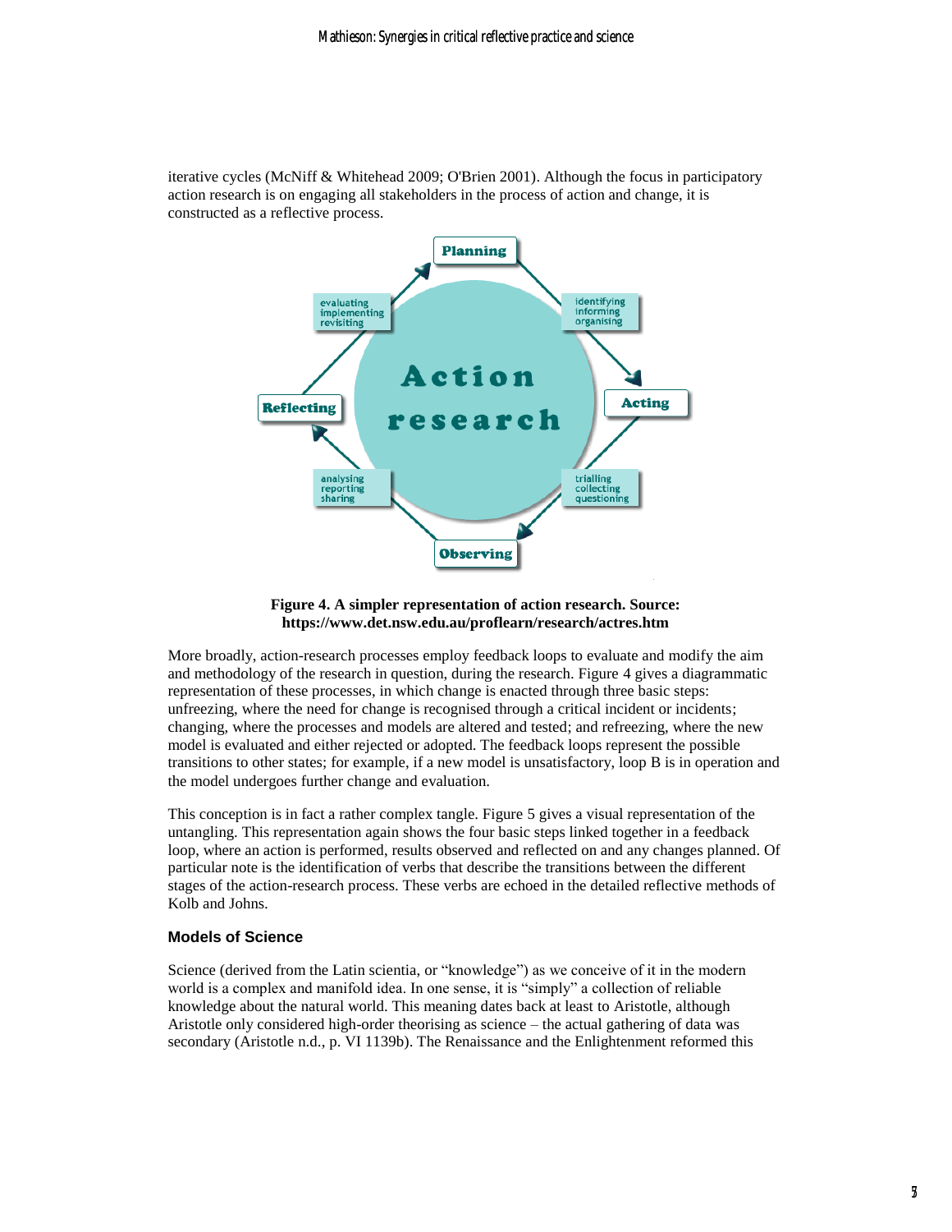iterative cycles (McNiff & Whitehead 2009; O'Brien 2001). Although the focus in participatory action research is on engaging all stakeholders in the process of action and change, it is constructed as a reflective process.

Planning

identifying
informing
organising

Acting

trialling
collecting
questioning

Observing

analysing
reporting
sharing

Reflecting

evaluating
implementing
revisiting

Action research

**Figure 4. A simpler representation of action research. Source: https://www.det.nsw.edu.au/proflearn/research/actres.htm**

More broadly, action-research processes employ feedback loops to evaluate and modify the aim and methodology of the research in question, during the research. Figure 4 gives a diagrammatic representation of these processes, in which change is enacted through three basic steps: unfreezing, where the need for change is recognised through a critical incident or incidents; changing, where the processes and models are altered and tested; and refreezing, where the new model is evaluated and either rejected or adopted. The feedback loops represent the possible transitions to other states; for example, if a new model is unsatisfactory, loop B is in operation and the model undergoes further change and evaluation.

This conception is in fact a rather complex tangle. Figure 5 gives a visual representation of the untangling. This representation again shows the four basic steps linked together in a feedback loop, where an action is performed, results observed and reflected on and any changes planned. Of particular note is the identification of verbs that describe the transitions between the different stages of the action-research process. These verbs are echoed in the detailed reflective methods of Kolb and Johns.

### Models of Science

Science (derived from the Latin scientia, or "knowledge") as we conceive of it in the modern world is a complex and manifold idea. In one sense, it is "simply" a collection of reliable knowledge about the natural world. This meaning dates back at least to Aristotle, although Aristotle only considered high-order theorising as science – the actual gathering of data was secondary (Aristotle n.d., p. VI 1139b). The Renaissance and the Enlightenment reformed this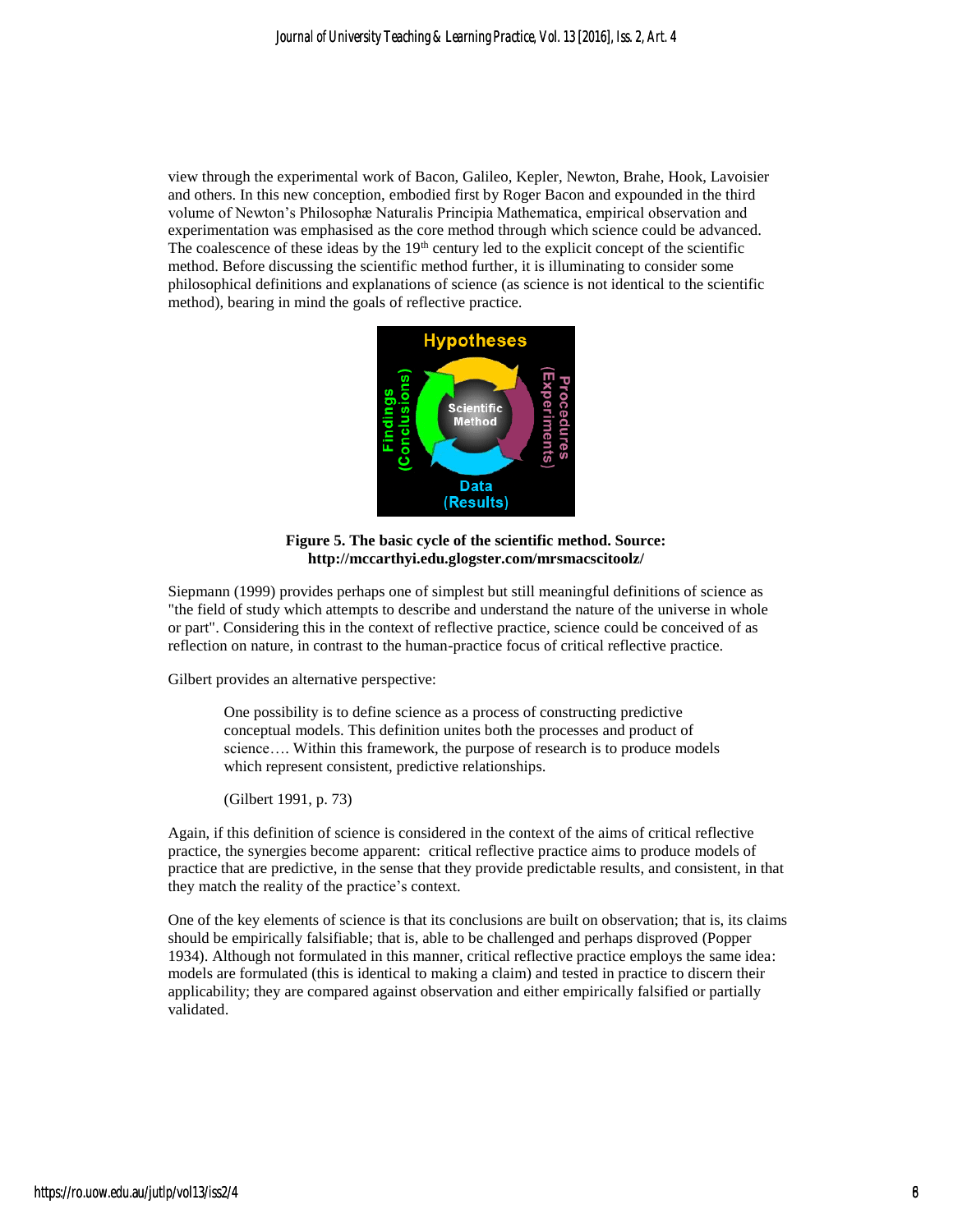view through the experimental work of Bacon, Galileo, Kepler, Newton, Brahe, Hook, Lavoisier and others. In this new conception, embodied first by Roger Bacon and expounded in the third volume of Newton's Philosophæ Naturalis Principia Mathematica, empirical observation and experimentation was emphasised as the core method through which science could be advanced. The coalescence of these ideas by the 19th century led to the explicit concept of the scientific method. Before discussing the scientific method further, it is illuminating to consider some philosophical definitions and explanations of science (as science is not identical to the scientific method), bearing in mind the goals of reflective practice.

Hypotheses

Procedures (Experiments)

Data (Results)

Findings (Conclusions)

Scientific Method

**Figure 5. The basic cycle of the scientific method. Source: http://mccarthyi.edu.glogster.com/mrsmacscitoolz/**

Siepmann (1999) provides perhaps one of simplest but still meaningful definitions of science as "the field of study which attempts to describe and understand the nature of the universe in whole or part". Considering this in the context of reflective practice, science could be conceived of as reflection on nature, in contrast to the human-practice focus of critical reflective practice.

Gilbert provides an alternative perspective:

> One possibility is to define science as a process of constructing predictive conceptual models. This definition unites both the processes and product of science…. Within this framework, the purpose of research is to produce models which represent consistent, predictive relationships.
>
> (Gilbert 1991, p. 73)

Again, if this definition of science is considered in the context of the aims of critical reflective practice, the synergies become apparent: critical reflective practice aims to produce models of practice that are predictive, in the sense that they provide predictable results, and consistent, in that they match the reality of the practice's context.

One of the key elements of science is that its conclusions are built on observation; that is, its claims should be empirically falsifiable; that is, able to be challenged and perhaps disproved (Popper 1934). Although not formulated in this manner, critical reflective practice employs the same idea: models are formulated (this is identical to making a claim) and tested in practice to discern their applicability; they are compared against observation and either empirically falsified or partially validated.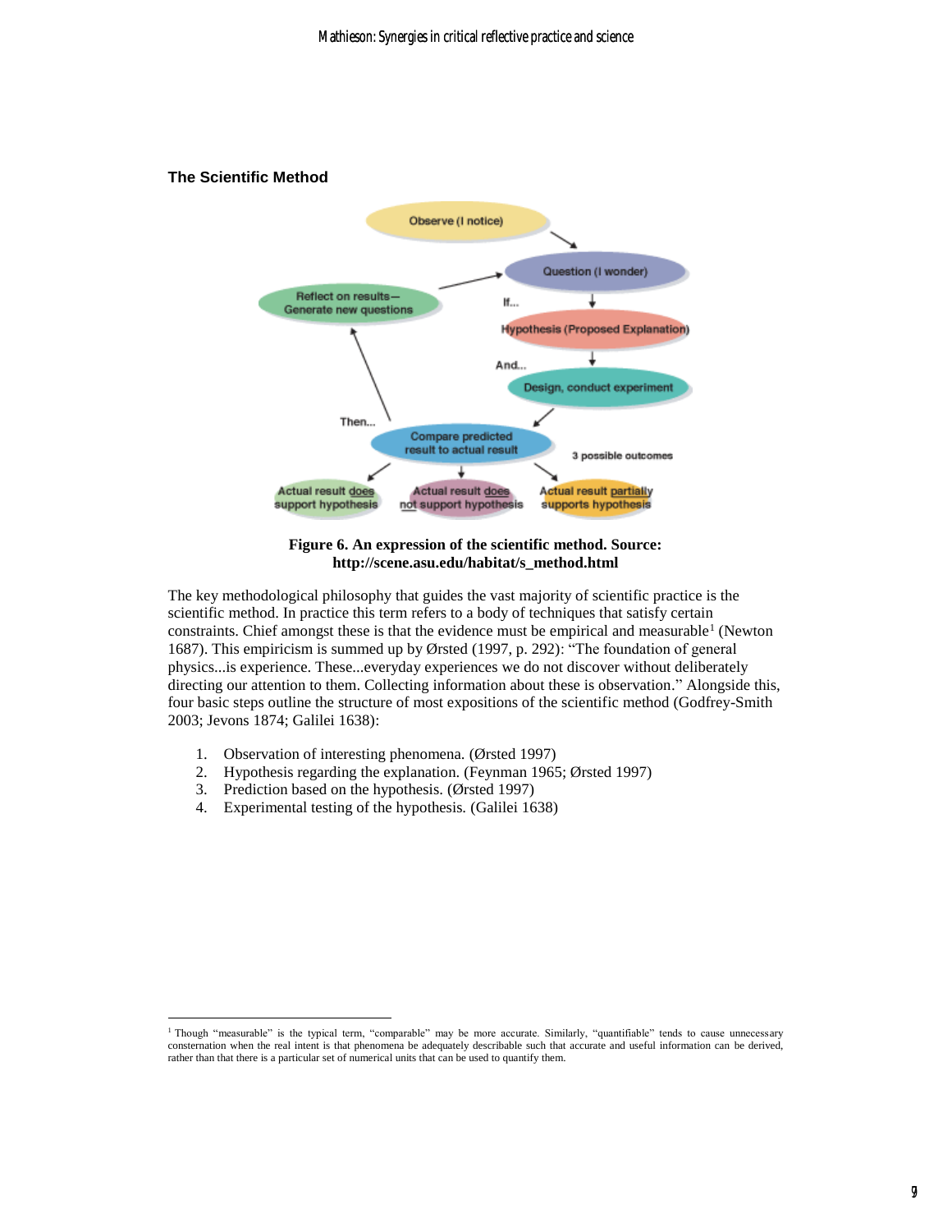**The Scientific Method**

Observe (I notice)

Question (I wonder)

If...

Hypothesis (Proposed Explanation)

And...

Design, conduct experiment

Reflect on results— Generate new questions

Then...

Compare predicted result to actual result

3 possible outcomes

Actual result does support hypothesis

Actual result does not support hypothesis

Actual result partially supports hypothesis

**Figure 6. An expression of the scientific method. Source: http://scene.asu.edu/habitat/s_method.html**

The key methodological philosophy that guides the vast majority of scientific practice is the scientific method. In practice this term refers to a body of techniques that satisfy certain constraints. Chief amongst these is that the evidence must be empirical and measurable[1] (Newton 1687). This empiricism is summed up by Ørsted (1997, p. 292): "The foundation of general physics...is experience. These...everyday experiences we do not discover without deliberately directing our attention to them. Collecting information about these is observation." Alongside this, four basic steps outline the structure of most expositions of the scientific method (Godfrey-Smith 2003; Jevons 1874; Galilei 1638):

1. Observation of interesting phenomena. (Ørsted 1997)
2. Hypothesis regarding the explanation. (Feynman 1965; Ørsted 1997)
3. Prediction based on the hypothesis. (Ørsted 1997)
4. Experimental testing of the hypothesis. (Galilei 1638)

[1] Though "measurable" is the typical term, "comparable" may be more accurate. Similarly, "quantifiable" tends to cause unnecessary consternation when the real intent is that phenomena be adequately describable such that accurate and useful information can be derived, rather than that there is a particular set of numerical units that can be used to quantify them.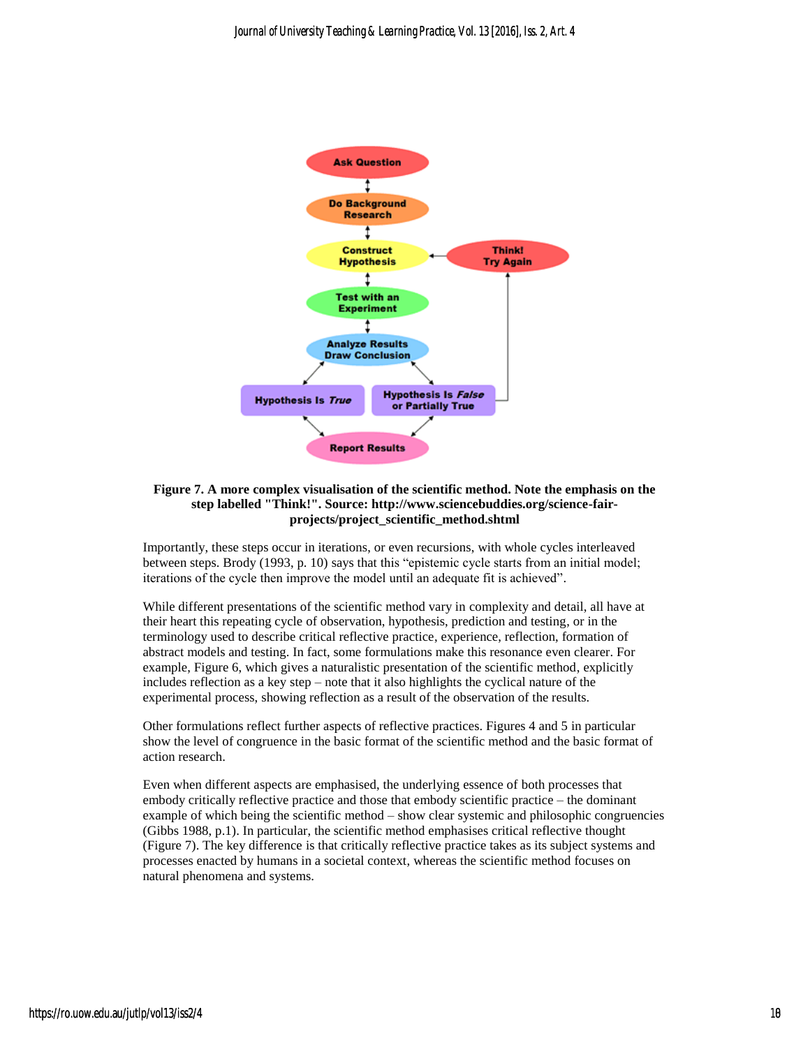Ask Question

Do Background Research

Construct Hypothesis

Think! Try Again

Test with an Experiment

Analyze Results Draw Conclusion

Hypothesis Is *True*

Hypothesis Is *False* or Partially True

Report Results

**Figure 7. A more complex visualisation of the scientific method. Note the emphasis on the step labelled "Think!". Source: http://www.sciencebuddies.org/science-fair-projects/project_scientific_method.shtml**

Importantly, these steps occur in iterations, or even recursions, with whole cycles interleaved between steps. Brody (1993, p. 10) says that this "epistemic cycle starts from an initial model; iterations of the cycle then improve the model until an adequate fit is achieved".

While different presentations of the scientific method vary in complexity and detail, all have at their heart this repeating cycle of observation, hypothesis, prediction and testing, or in the terminology used to describe critical reflective practice, experience, reflection, formation of abstract models and testing. In fact, some formulations make this resonance even clearer. For example, Figure 6, which gives a naturalistic presentation of the scientific method, explicitly includes reflection as a key step – note that it also highlights the cyclical nature of the experimental process, showing reflection as a result of the observation of the results.

Other formulations reflect further aspects of reflective practices. Figures 4 and 5 in particular show the level of congruence in the basic format of the scientific method and the basic format of action research.

Even when different aspects are emphasised, the underlying essence of both processes that embody critically reflective practice and those that embody scientific practice – the dominant example of which being the scientific method – show clear systemic and philosophic congruencies (Gibbs 1988, p.1). In particular, the scientific method emphasises critical reflective thought (Figure 7). The key difference is that critically reflective practice takes as its subject systems and processes enacted by humans in a societal context, whereas the scientific method focuses on natural phenomena and systems.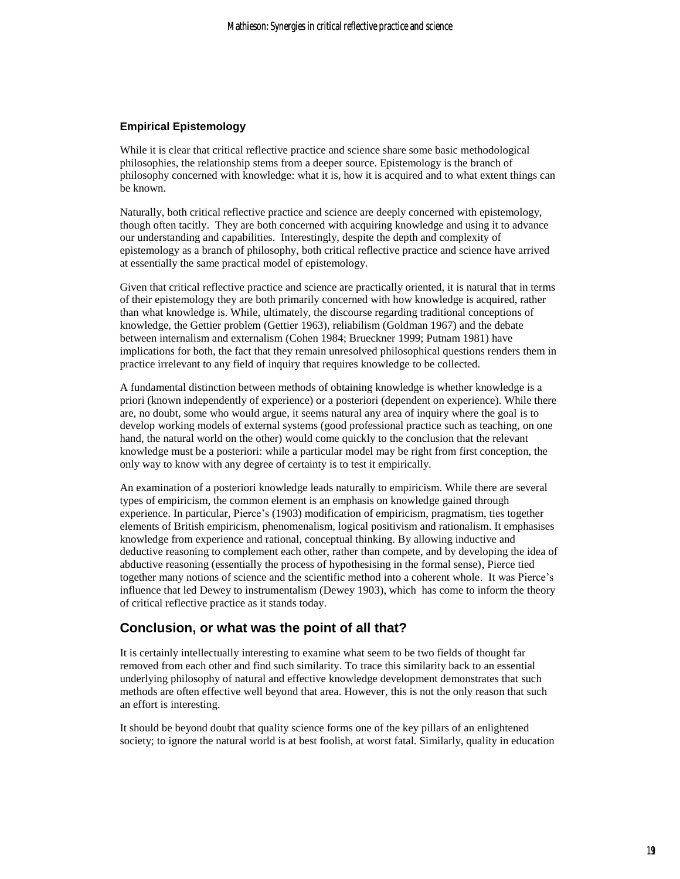### Empirical Epistemology

While it is clear that critical reflective practice and science share some basic methodological philosophies, the relationship stems from a deeper source. Epistemology is the branch of philosophy concerned with knowledge: what it is, how it is acquired and to what extent things can be known.

Naturally, both critical reflective practice and science are deeply concerned with epistemology, though often tacitly. They are both concerned with acquiring knowledge and using it to advance our understanding and capabilities. Interestingly, despite the depth and complexity of epistemology as a branch of philosophy, both critical reflective practice and science have arrived at essentially the same practical model of epistemology.

Given that critical reflective practice and science are practically oriented, it is natural that in terms of their epistemology they are both primarily concerned with how knowledge is acquired, rather than what knowledge is. While, ultimately, the discourse regarding traditional conceptions of knowledge, the Gettier problem (Gettier 1963), reliabilism (Goldman 1967) and the debate between internalism and externalism (Cohen 1984; Brueckner 1999; Putnam 1981) have implications for both, the fact that they remain unresolved philosophical questions renders them in practice irrelevant to any field of inquiry that requires knowledge to be collected.

A fundamental distinction between methods of obtaining knowledge is whether knowledge is a priori (known independently of experience) or a posteriori (dependent on experience). While there are, no doubt, some who would argue, it seems natural any area of inquiry where the goal is to develop working models of external systems (good professional practice such as teaching, on one hand, the natural world on the other) would come quickly to the conclusion that the relevant knowledge must be a posteriori: while a particular model may be right from first conception, the only way to know with any degree of certainty is to test it empirically.

An examination of a posteriori knowledge leads naturally to empiricism. While there are several types of empiricism, the common element is an emphasis on knowledge gained through experience. In particular, Pierce's (1903) modification of empiricism, pragmatism, ties together elements of British empiricism, phenomenalism, logical positivism and rationalism. It emphasises knowledge from experience and rational, conceptual thinking. By allowing inductive and deductive reasoning to complement each other, rather than compete, and by developing the idea of abductive reasoning (essentially the process of hypothesising in the formal sense), Pierce tied together many notions of science and the scientific method into a coherent whole. It was Pierce's influence that led Dewey to instrumentalism (Dewey 1903), which has come to inform the theory of critical reflective practice as it stands today.

## Conclusion, or what was the point of all that?

It is certainly intellectually interesting to examine what seem to be two fields of thought far removed from each other and find such similarity. To trace this similarity back to an essential underlying philosophy of natural and effective knowledge development demonstrates that such methods are often effective well beyond that area. However, this is not the only reason that such an effort is interesting.

It should be beyond doubt that quality science forms one of the key pillars of an enlightened society; to ignore the natural world is at best foolish, at worst fatal. Similarly, quality in education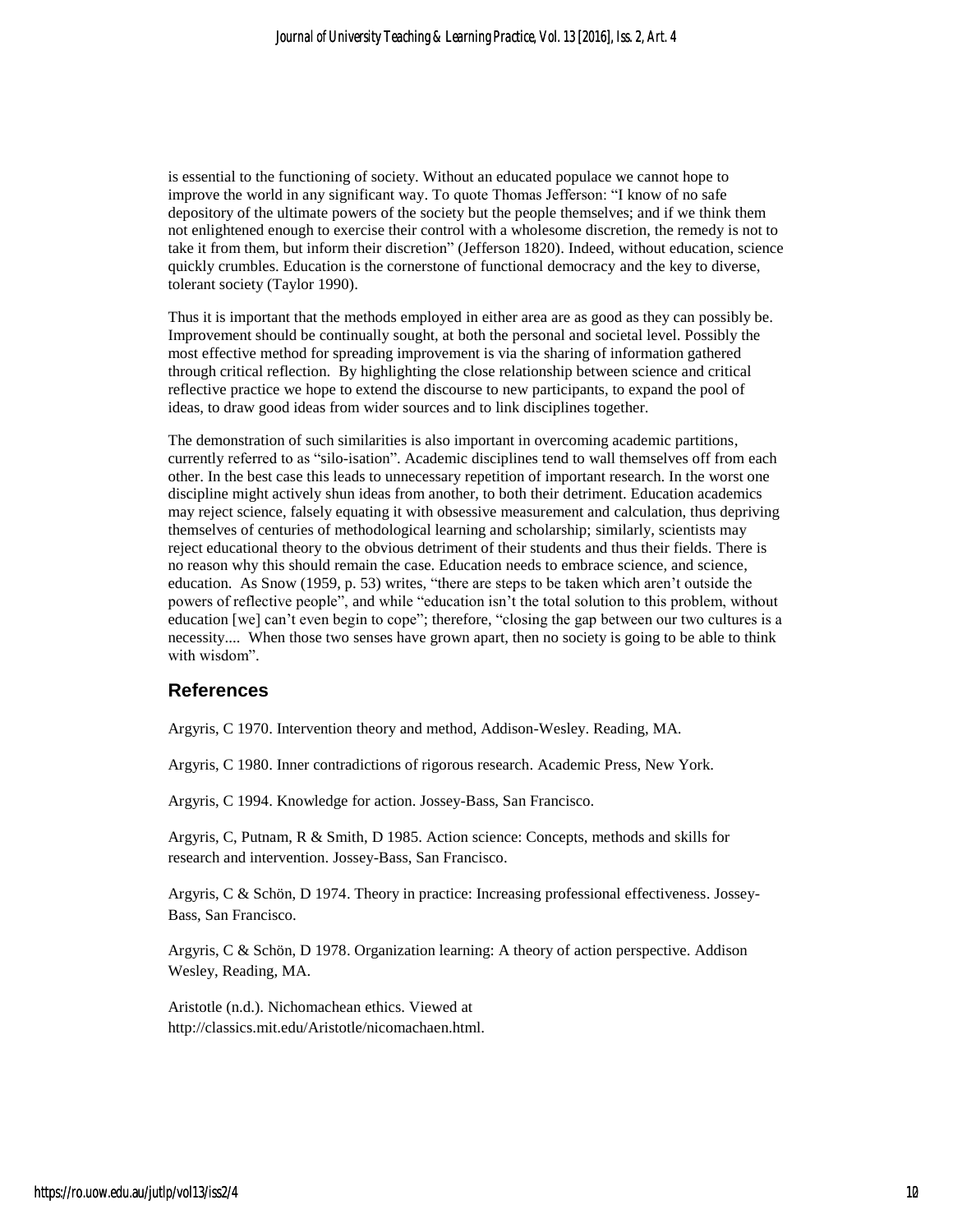is essential to the functioning of society. Without an educated populace we cannot hope to improve the world in any significant way. To quote Thomas Jefferson: "I know of no safe depository of the ultimate powers of the society but the people themselves; and if we think them not enlightened enough to exercise their control with a wholesome discretion, the remedy is not to take it from them, but inform their discretion" (Jefferson 1820). Indeed, without education, science quickly crumbles. Education is the cornerstone of functional democracy and the key to diverse, tolerant society (Taylor 1990).

Thus it is important that the methods employed in either area are as good as they can possibly be. Improvement should be continually sought, at both the personal and societal level. Possibly the most effective method for spreading improvement is via the sharing of information gathered through critical reflection. By highlighting the close relationship between science and critical reflective practice we hope to extend the discourse to new participants, to expand the pool of ideas, to draw good ideas from wider sources and to link disciplines together.

The demonstration of such similarities is also important in overcoming academic partitions, currently referred to as "silo-isation". Academic disciplines tend to wall themselves off from each other. In the best case this leads to unnecessary repetition of important research. In the worst one discipline might actively shun ideas from another, to both their detriment. Education academics may reject science, falsely equating it with obsessive measurement and calculation, thus depriving themselves of centuries of methodological learning and scholarship; similarly, scientists may reject educational theory to the obvious detriment of their students and thus their fields. There is no reason why this should remain the case. Education needs to embrace science, and science, education. As Snow (1959, p. 53) writes, "there are steps to be taken which aren't outside the powers of reflective people", and while "education isn't the total solution to this problem, without education [we] can't even begin to cope"; therefore, "closing the gap between our two cultures is a necessity.... When those two senses have grown apart, then no society is going to be able to think with wisdom".

## References

Argyris, C 1970. Intervention theory and method, Addison-Wesley. Reading, MA.

Argyris, C 1980. Inner contradictions of rigorous research. Academic Press, New York.

Argyris, C 1994. Knowledge for action. Jossey-Bass, San Francisco.

Argyris, C, Putnam, R & Smith, D 1985. Action science: Concepts, methods and skills for research and intervention. Jossey-Bass, San Francisco.

Argyris, C & Schön, D 1974. Theory in practice: Increasing professional effectiveness. Jossey-Bass, San Francisco.

Argyris, C & Schön, D 1978. Organization learning: A theory of action perspective. Addison Wesley, Reading, MA.

Aristotle (n.d.). Nichomachean ethics. Viewed at http://classics.mit.edu/Aristotle/nicomachaen.html.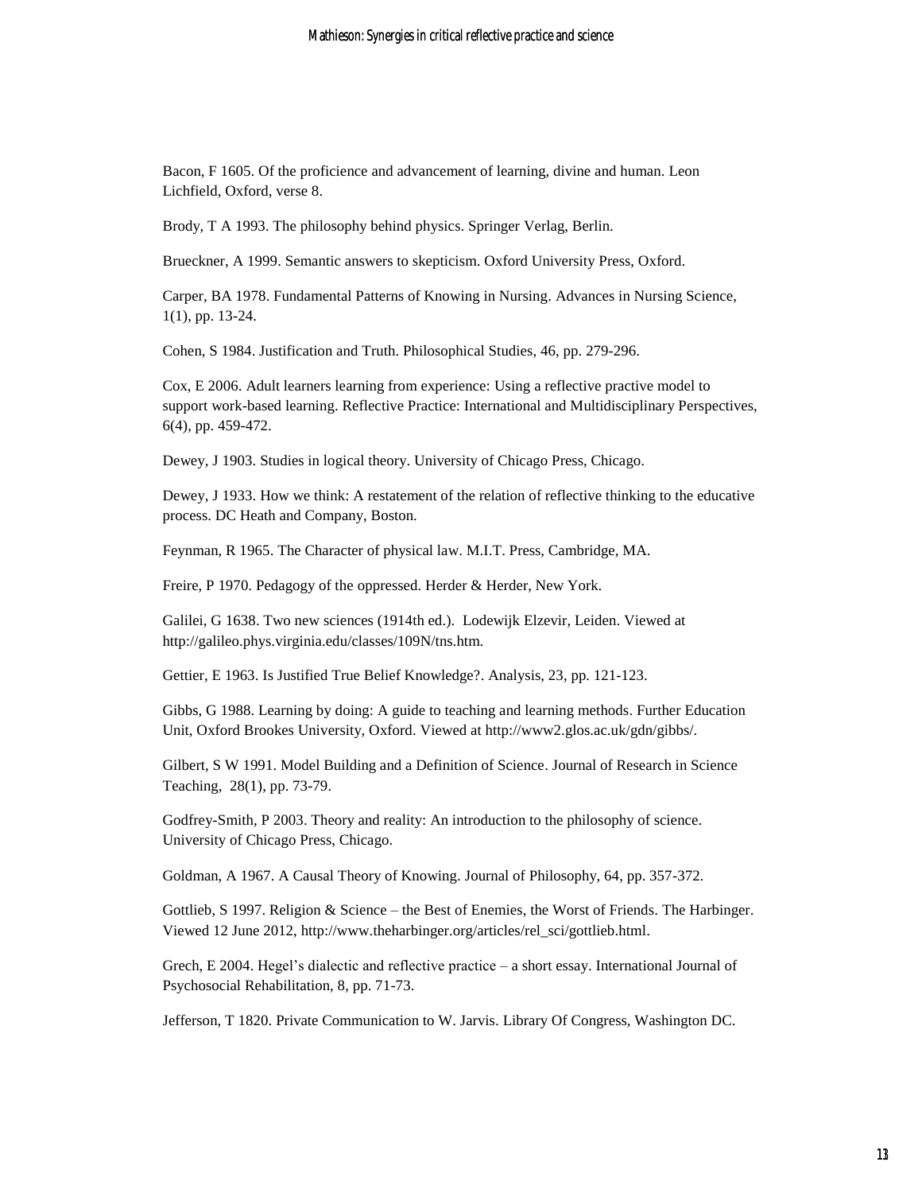Bacon, F 1605. Of the proficience and advancement of learning, divine and human. Leon Lichfield, Oxford, verse 8.

Brody, T A 1993. The philosophy behind physics. Springer Verlag, Berlin.

Brueckner, A 1999. Semantic answers to skepticism. Oxford University Press, Oxford.

Carper, BA 1978. Fundamental Patterns of Knowing in Nursing. Advances in Nursing Science, 1(1), pp. 13-24.

Cohen, S 1984. Justification and Truth. Philosophical Studies, 46, pp. 279-296.

Cox, E 2006. Adult learners learning from experience: Using a reflective practive model to support work-based learning. Reflective Practice: International and Multidisciplinary Perspectives, 6(4), pp. 459-472.

Dewey, J 1903. Studies in logical theory. University of Chicago Press, Chicago.

Dewey, J 1933. How we think: A restatement of the relation of reflective thinking to the educative process. DC Heath and Company, Boston.

Feynman, R 1965. The Character of physical law. M.I.T. Press, Cambridge, MA.

Freire, P 1970. Pedagogy of the oppressed. Herder & Herder, New York.

Galilei, G 1638. Two new sciences (1914th ed.). Lodewijk Elzevir, Leiden. Viewed at http://galileo.phys.virginia.edu/classes/109N/tns.htm.

Gettier, E 1963. Is Justified True Belief Knowledge?. Analysis, 23, pp. 121-123.

Gibbs, G 1988. Learning by doing: A guide to teaching and learning methods. Further Education Unit, Oxford Brookes University, Oxford. Viewed at http://www2.glos.ac.uk/gdn/gibbs/.

Gilbert, S W 1991. Model Building and a Definition of Science. Journal of Research in Science Teaching, 28(1), pp. 73-79.

Godfrey-Smith, P 2003. Theory and reality: An introduction to the philosophy of science. University of Chicago Press, Chicago.

Goldman, A 1967. A Causal Theory of Knowing. Journal of Philosophy, 64, pp. 357-372.

Gottlieb, S 1997. Religion & Science – the Best of Enemies, the Worst of Friends. The Harbinger. Viewed 12 June 2012, http://www.theharbinger.org/articles/rel_sci/gottlieb.html.

Grech, E 2004. Hegel's dialectic and reflective practice – a short essay. International Journal of Psychosocial Rehabilitation, 8, pp. 71-73.

Jefferson, T 1820. Private Communication to W. Jarvis. Library Of Congress, Washington DC.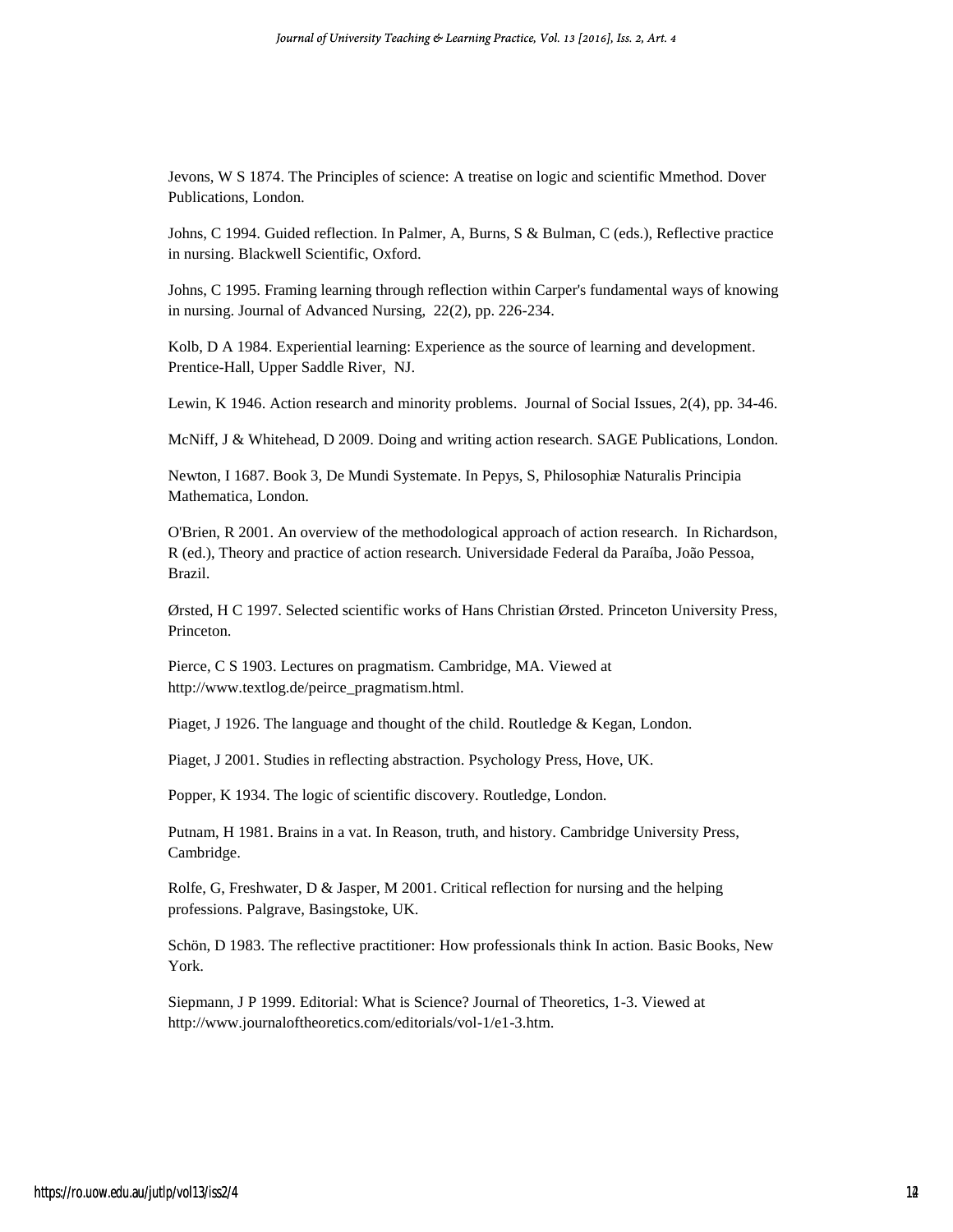Jevons, W S 1874. The Principles of science: A treatise on logic and scientific Mmethod. Dover Publications, London.

Johns, C 1994. Guided reflection. In Palmer, A, Burns, S & Bulman, C (eds.), Reflective practice in nursing. Blackwell Scientific, Oxford.

Johns, C 1995. Framing learning through reflection within Carper's fundamental ways of knowing in nursing. Journal of Advanced Nursing, 22(2), pp. 226-234.

Kolb, D A 1984. Experiential learning: Experience as the source of learning and development. Prentice-Hall, Upper Saddle River, NJ.

Lewin, K 1946. Action research and minority problems. Journal of Social Issues, 2(4), pp. 34-46.

McNiff, J & Whitehead, D 2009. Doing and writing action research. SAGE Publications, London.

Newton, I 1687. Book 3, De Mundi Systemate. In Pepys, S, Philosophiæ Naturalis Principia Mathematica, London.

O'Brien, R 2001. An overview of the methodological approach of action research. In Richardson, R (ed.), Theory and practice of action research. Universidade Federal da Paraíba, João Pessoa, Brazil.

Ørsted, H C 1997. Selected scientific works of Hans Christian Ørsted. Princeton University Press, Princeton.

Pierce, C S 1903. Lectures on pragmatism. Cambridge, MA. Viewed at http://www.textlog.de/peirce_pragmatism.html.

Piaget, J 1926. The language and thought of the child. Routledge & Kegan, London.

Piaget, J 2001. Studies in reflecting abstraction. Psychology Press, Hove, UK.

Popper, K 1934. The logic of scientific discovery. Routledge, London.

Putnam, H 1981. Brains in a vat. In Reason, truth, and history. Cambridge University Press, Cambridge.

Rolfe, G, Freshwater, D & Jasper, M 2001. Critical reflection for nursing and the helping professions. Palgrave, Basingstoke, UK.

Schön, D 1983. The reflective practitioner: How professionals think In action. Basic Books, New York.

Siepmann, J P 1999. Editorial: What is Science? Journal of Theoretics, 1-3. Viewed at http://www.journaloftheoretics.com/editorials/vol-1/e1-3.htm.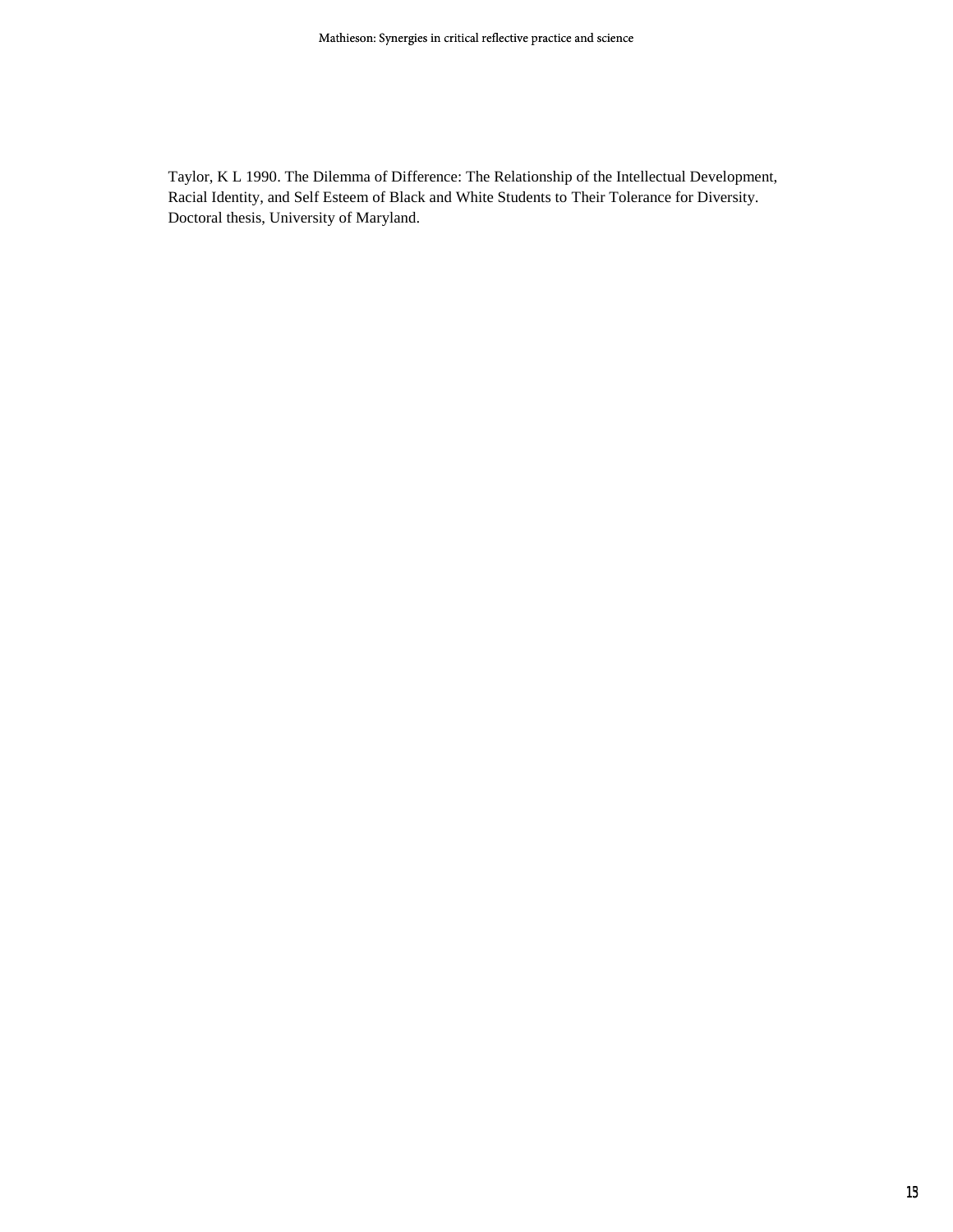Taylor, K L 1990. The Dilemma of Difference: The Relationship of the Intellectual Development, Racial Identity, and Self Esteem of Black and White Students to Their Tolerance for Diversity. Doctoral thesis, University of Maryland.